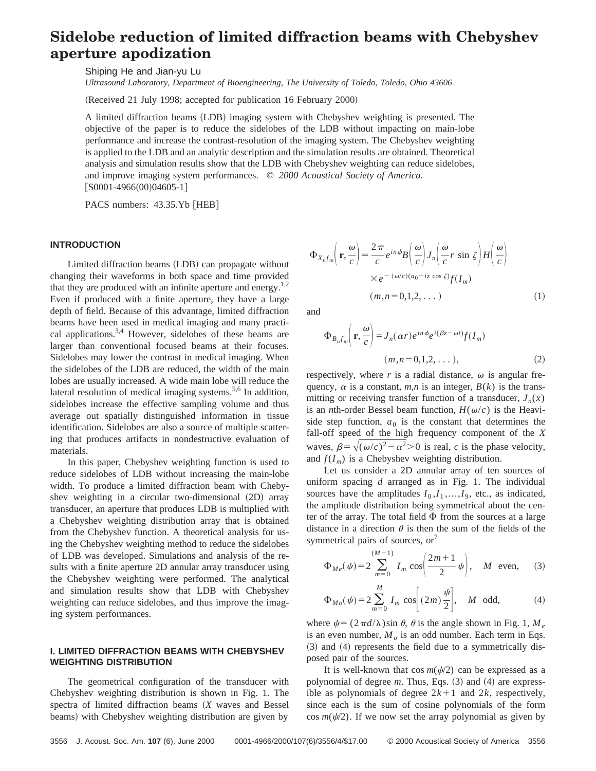# Sidelobe reduction of limited diffraction beams with Chebyshev aperture apodization

Shiping He and Jian-yu Lu

*Ultrasound Laboratory, Department of Bioengineering, The University of Toledo, Toledo, Ohio 43606*

(Received 21 July 1998; accepted for publication 16 February 2000)

A limited diffraction beams (LDB) imaging system with Chebyshev weighting is presented. The objective of the paper is to reduce the sidelobes of the LDB without impacting on main-lobe performance and increase the contrast-resolution of the imaging system. The Chebyshev weighting is applied to the LDB and an analytic description and the simulation results are obtained. Theoretical analysis and simulation results show that the LDB with Chebyshev weighting can reduce sidelobes, and improve imaging system performances. © *2000 Acoustical Society of America.* [S0001-4966(00)04605-1]

PACS numbers: 43.35.Yb [HEB]

## INTRODUCTION

Limited diffraction beams (LDB) can propagate without changing their waveforms in both space and time provided that they are produced with an infinite aperture and energy.[1,2] Even if produced with a finite aperture, they have a large depth of field. Because of this advantage, limited diffraction beams have been used in medical imaging and many practical applications.[3,4] However, sidelobes of these beams are larger than conventional focused beams at their focuses. Sidelobes may lower the contrast in medical imaging. When the sidelobes of the LDB are reduced, the width of the main lobes are usually increased. A wide main lobe will reduce the lateral resolution of medical imaging systems.[5,6] In addition, sidelobes increase the effective sampling volume and thus average out spatially distinguished information in tissue identification. Sidelobes are also a source of multiple scattering that produces artifacts in nondestructive evaluation of materials.

In this paper, Chebyshev weighting function is used to reduce sidelobes of LDB without increasing the main-lobe width. To produce a limited diffraction beam with Chebyshev weighting in a circular two-dimensional (2D) array transducer, an aperture that produces LDB is multiplied with a Chebyshev weighting distribution array that is obtained from the Chebyshev function. A theoretical analysis for using the Chebyshev weighting method to reduce the sidelobes of LDB was developed. Simulations and analysis of the results with a finite aperture 2D annular array transducer using the Chebyshev weighting were performed. The analytical and simulation results show that LDB with Chebyshev weighting can reduce sidelobes, and thus improve the imaging system performances.

## I. LIMITED DIFFRACTION BEAMS WITH CHEBYSHEV WEIGHTING DISTRIBUTION

The geometrical configuration of the transducer with Chebyshev weighting distribution is shown in Fig. 1. The spectra of limited diffraction beams (*X* waves and Bessel beams) with Chebyshev weighting distribution are given by

$$\Phi_{X_n f_m}\left(\mathbf{r}, \frac{\omega}{c}\right) = \frac{2\pi}{c} e^{in\phi} B\left(\frac{\omega}{c}\right) J_n\left(\frac{\omega}{c} r \sin\zeta\right) H\left(\frac{\omega}{c}\right) \times e^{-(\omega/c)(a_0 - iz\cos\zeta)} f(I_m) \quad (m,n = 0,1,2,\ldots) \tag{1}$$

and

$$\Phi_{B_n f_m}\left(\mathbf{r}, \frac{\omega}{c}\right) = J_n(\alpha r) e^{in\phi} e^{i(\beta z - \omega t)} f(I_m) \quad (m,n = 0,1,2,\ldots), \tag{2}$$

respectively, where $r$ is a radial distance, $\omega$ is angular frequency, $\alpha$ is a constant, $m,n$ is an integer, $B(k)$ is the transmitting or receiving transfer function of a transducer, $J_n(x)$ is an $n$th-order Bessel beam function, $H(\omega/c)$ is the Heaviside step function, $a_0$ is the constant that determines the fall-off speed of the high frequency component of the *X* waves, $\beta = \sqrt{(\omega/c)^2 - \alpha^2} > 0$ is real, $c$ is the phase velocity, and $f(I_m)$ is a Chebyshev weighting distribution.

Let us consider a 2D annular array of ten sources of uniform spacing $d$ arranged as in Fig. 1. The individual sources have the amplitudes $I_0, I_1, \ldots, I_9$, etc., as indicated, the amplitude distribution being symmetrical about the center of the array. The total field $\Phi$ from the sources at a large distance in a direction $\theta$ is then the sum of the fields of the symmetrical pairs of sources, or[7]

$$\Phi_{Me}(\psi) = 2 \sum_{m=0}^{(M-1)} I_m \cos\left(\frac{2m+1}{2}\psi\right), \quad M \text{ even}, \tag{3}$$

$$\Phi_{Mo}(\psi) = 2 \sum_{m=0}^{M} I_m \cos\left[(2m)\frac{\psi}{2}\right], \quad M \text{ odd}, \tag{4}$$

where $\psi = (2\pi d/\lambda)\sin\theta$, $\theta$ is the angle shown in Fig. 1, $M_e$ is an even number, $M_o$ is an odd number. Each term in Eqs. (3) and (4) represents the field due to a symmetrically disposed pair of the sources.

It is well-known that $\cos m(\psi/2)$ can be expressed as a polynomial of degree $m$. Thus, Eqs. (3) and (4) are expressible as polynomials of degree $2k+1$ and $2k$, respectively, since each is the sum of cosine polynomials of the form $\cos m(\psi/2)$. If we now set the array polynomial as given by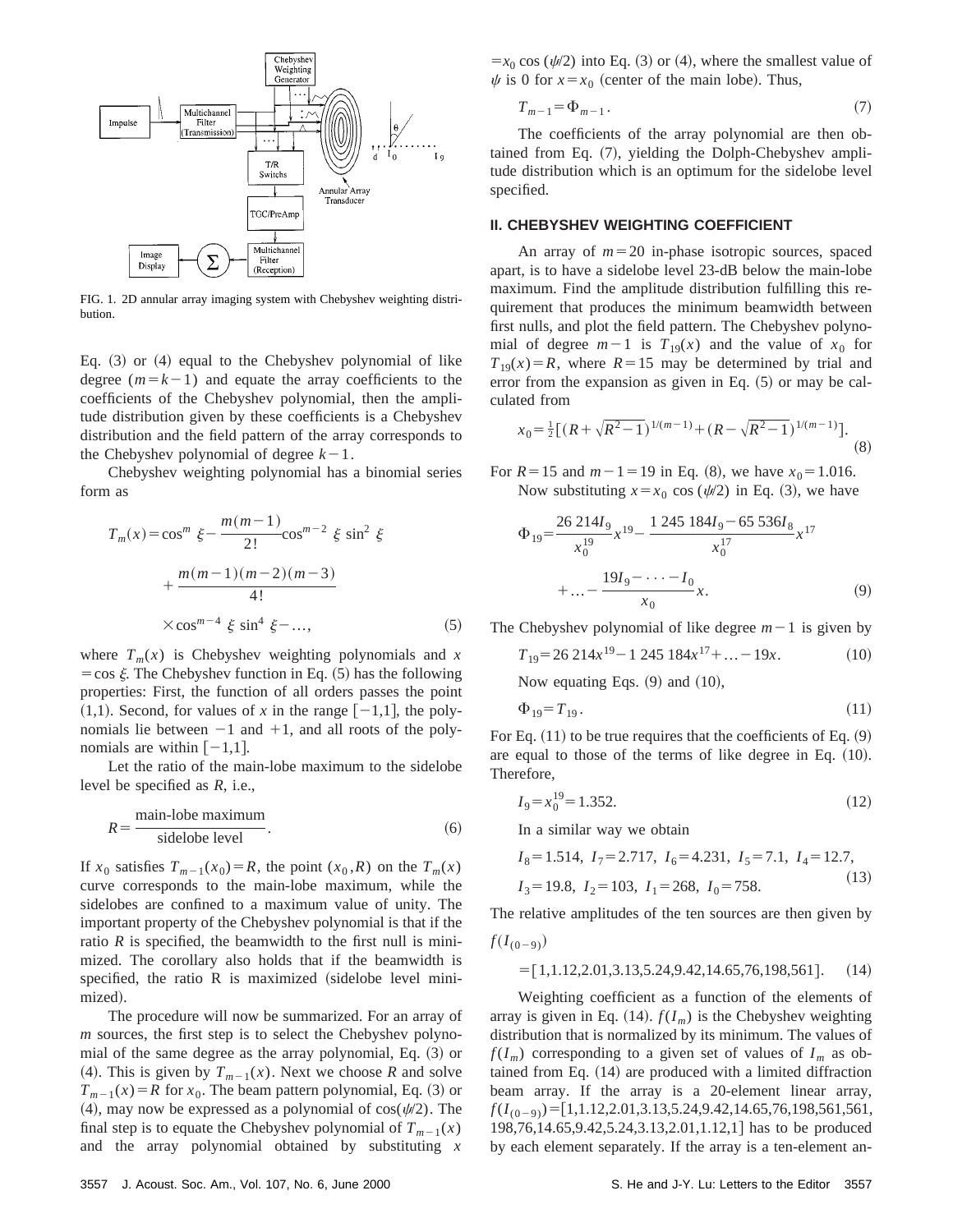FIG. 1. 2D annular array imaging system with Chebyshev weighting distribution.

Eq. (3) or (4) equal to the Chebyshev polynomial of like degree $(m=k-1)$ and equate the array coefficients to the coefficients of the Chebyshev polynomial, then the amplitude distribution given by these coefficients is a Chebyshev distribution and the field pattern of the array corresponds to the Chebyshev polynomial of degree $k-1$.

Chebyshev weighting polynomial has a binomial series form as

$$T_m(x)=\cos^m \xi-\frac{m(m-1)}{2!}\cos^{m-2} \xi \sin^2 \xi + \frac{m(m-1)(m-2)(m-3)}{4!} \times \cos^{m-4} \xi \sin^4 \xi - \ldots, \tag{5}$$

where $T_m(x)$ is Chebyshev weighting polynomials and $x = \cos \xi$. The Chebyshev function in Eq. (5) has the following properties: First, the function of all orders passes the point (1,1). Second, for values of $x$ in the range $[-1,1]$, the polynomials lie between $-1$ and $+1$, and all roots of the polynomials are within $[-1,1]$.

Let the ratio of the main-lobe maximum to the sidelobe level be specified as $R$, i.e.,

$$R=\frac{\text{main-lobe maximum}}{\text{sidelobe level}}. \tag{6}$$

If $x_0$ satisfies $T_{m-1}(x_0)=R$, the point $(x_0,R)$ on the $T_m(x)$ curve corresponds to the main-lobe maximum, while the sidelobes are confined to a maximum value of unity. The important property of the Chebyshev polynomial is that if the ratio $R$ is specified, the beamwidth to the first null is minimized. The corollary also holds that if the beamwidth is specified, the ratio R is maximized (sidelobe level minimized).

The procedure will now be summarized. For an array of $m$ sources, the first step is to select the Chebyshev polynomial of the same degree as the array polynomial, Eq. (3) or (4). This is given by $T_{m-1}(x)$. Next we choose $R$ and solve $T_{m-1}(x)=R$ for $x_0$. The beam pattern polynomial, Eq. (3) or (4), may now be expressed as a polynomial of $\cos(\psi/2)$. The final step is to equate the Chebyshev polynomial of $T_{m-1}(x)$ and the array polynomial obtained by substituting $x = x_0 \cos(\psi/2)$ into Eq. (3) or (4), where the smallest value of $\psi$ is 0 for $x=x_0$ (center of the main lobe). Thus,

$$T_{m-1}=\Phi_{m-1}. \tag{7}$$

The coefficients of the array polynomial are then obtained from Eq. (7), yielding the Dolph-Chebyshev amplitude distribution which is an optimum for the sidelobe level specified.

## II. CHEBYSHEV WEIGHTING COEFFICIENT

An array of $m=20$ in-phase isotropic sources, spaced apart, is to have a sidelobe level 23-dB below the main-lobe maximum. Find the amplitude distribution fulfilling this requirement that produces the minimum beamwidth between first nulls, and plot the field pattern. The Chebyshev polynomial of degree $m-1$ is $T_{19}(x)$ and the value of $x_0$ for $T_{19}(x)=R$, where $R=15$ may be determined by trial and error from the expansion as given in Eq. (5) or may be calculated from

$$x_0=\tfrac{1}{2}\left[(R+\sqrt{R^2-1})^{1/(m-1)}+(R-\sqrt{R^2-1})^{1/(m-1)}\right]. \tag{8}$$

For $R=15$ and $m-1=19$ in Eq. (8), we have $x_0=1.016$.

Now substituting $x=x_0 \cos(\psi/2)$ in Eq. (3), we have

$$\Phi_{19}=\frac{26\,214 I_9}{x_0^{19}}x^{19}-\frac{1\,245\,184 I_9-65\,536 I_8}{x_0^{17}}x^{17} + \ldots - \frac{19 I_9 - \cdots - I_0}{x_0}x. \tag{9}$$

The Chebyshev polynomial of like degree $m-1$ is given by

$$T_{19}=26\,214x^{19}-1\,245\,184x^{17}+\ldots-19x. \tag{10}$$

Now equating Eqs. (9) and (10),

$$\Phi_{19}=T_{19}. \tag{11}$$

For Eq. (11) to be true requires that the coefficients of Eq. (9) are equal to those of the terms of like degree in Eq. (10). Therefore,

$$I_9=x_0^{19}=1.352. \tag{12}$$

In a similar way we obtain

$$I_8=1.514,\ I_7=2.717,\ I_6=4.231,\ I_5=7.1,\ I_4=12.7,$$
$$I_3=19.8,\ I_2=103,\ I_1=268,\ I_0=758. \tag{13}$$

The relative amplitudes of the ten sources are then given by

$$f(I_{(0-9)}) =[1,1.12,2.01,3.13,5.24,9.42,14.65,76,198,561]. \tag{14}$$

Weighting coefficient as a function of the elements of array is given in Eq. (14). $f(I_m)$ is the Chebyshev weighting distribution that is normalized by its minimum. The values of $f(I_m)$ corresponding to a given set of values of $I_m$ as obtained from Eq. (14) are produced with a limited diffraction beam array. If the array is a 20-element linear array, $f(I_{(0-9)})=[1,1.12,2.01,3.13,5.24,9.42,14.65,76,198,561,561, 198,76,14.65,9.42,5.24,3.13,2.01,1.12,1]$ has to be produced by each element separately. If the array is a ten-element an-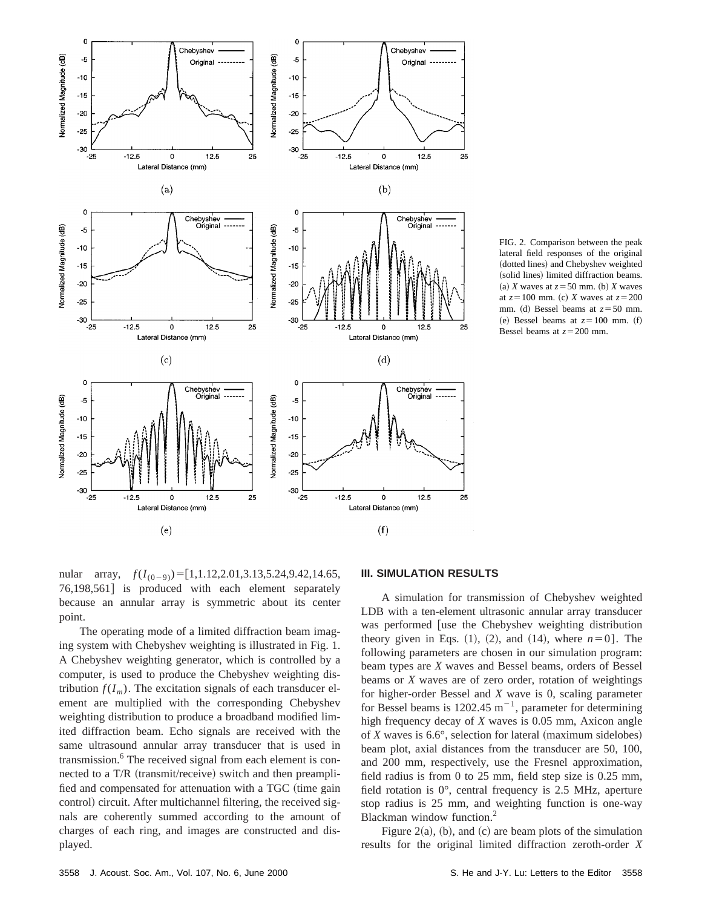FIG. 2. Comparison between the peak lateral field responses of the original (dotted lines) and Chebyshev weighted (solid lines) limited diffraction beams. (a) $X$ waves at $z=50$ mm. (b) $X$ waves at $z=100$ mm. (c) $X$ waves at $z=200$ mm. (d) Bessel beams at $z=50$ mm. (e) Bessel beams at $z=100$ mm. (f) Bessel beams at $z=200$ mm.

nular array, $f(I_{(0-9)})=[1,1.12,2.01,3.13,5.24,9.42,14.65,76,198,561]$ is produced with each element separately because an annular array is symmetric about its center point.

The operating mode of a limited diffraction beam imaging system with Chebyshev weighting is illustrated in Fig. 1. A Chebyshev weighting generator, which is controlled by a computer, is used to produce the Chebyshev weighting distribution $f(I_m)$. The excitation signals of each transducer element are multiplied with the corresponding Chebyshev weighting distribution to produce a broadband modified limited diffraction beam. Echo signals are received with the same ultrasound annular array transducer that is used in transmission.[6] The received signal from each element is connected to a T/R (transmit/receive) switch and then preamplified and compensated for attenuation with a TGC (time gain control) circuit. After multichannel filtering, the received signals are coherently summed according to the amount of charges of each ring, and images are constructed and displayed.

## III. SIMULATION RESULTS

A simulation for transmission of Chebyshev weighted LDB with a ten-element ultrasonic annular array transducer was performed [use the Chebyshev weighting distribution theory given in Eqs. (1), (2), and (14), where $n=0$]. The following parameters are chosen in our simulation program: beam types are $X$ waves and Bessel beams, orders of Bessel beams or $X$ waves are of zero order, rotation of weightings for higher-order Bessel and $X$ wave is 0, scaling parameter for Bessel beams is 1202.45 $\mathrm{m}^{-1}$, parameter for determining high frequency decay of $X$ waves is 0.05 mm, Axicon angle of $X$ waves is 6.6°, selection for lateral (maximum sidelobes) beam plot, axial distances from the transducer are 50, 100, and 200 mm, respectively, use the Fresnel approximation, field radius is from 0 to 25 mm, field step size is 0.25 mm, field rotation is 0°, central frequency is 2.5 MHz, aperture stop radius is 25 mm, and weighting function is one-way Blackman window function.[2]

Figure 2(a), (b), and (c) are beam plots of the simulation results for the original limited diffraction zeroth-order $X$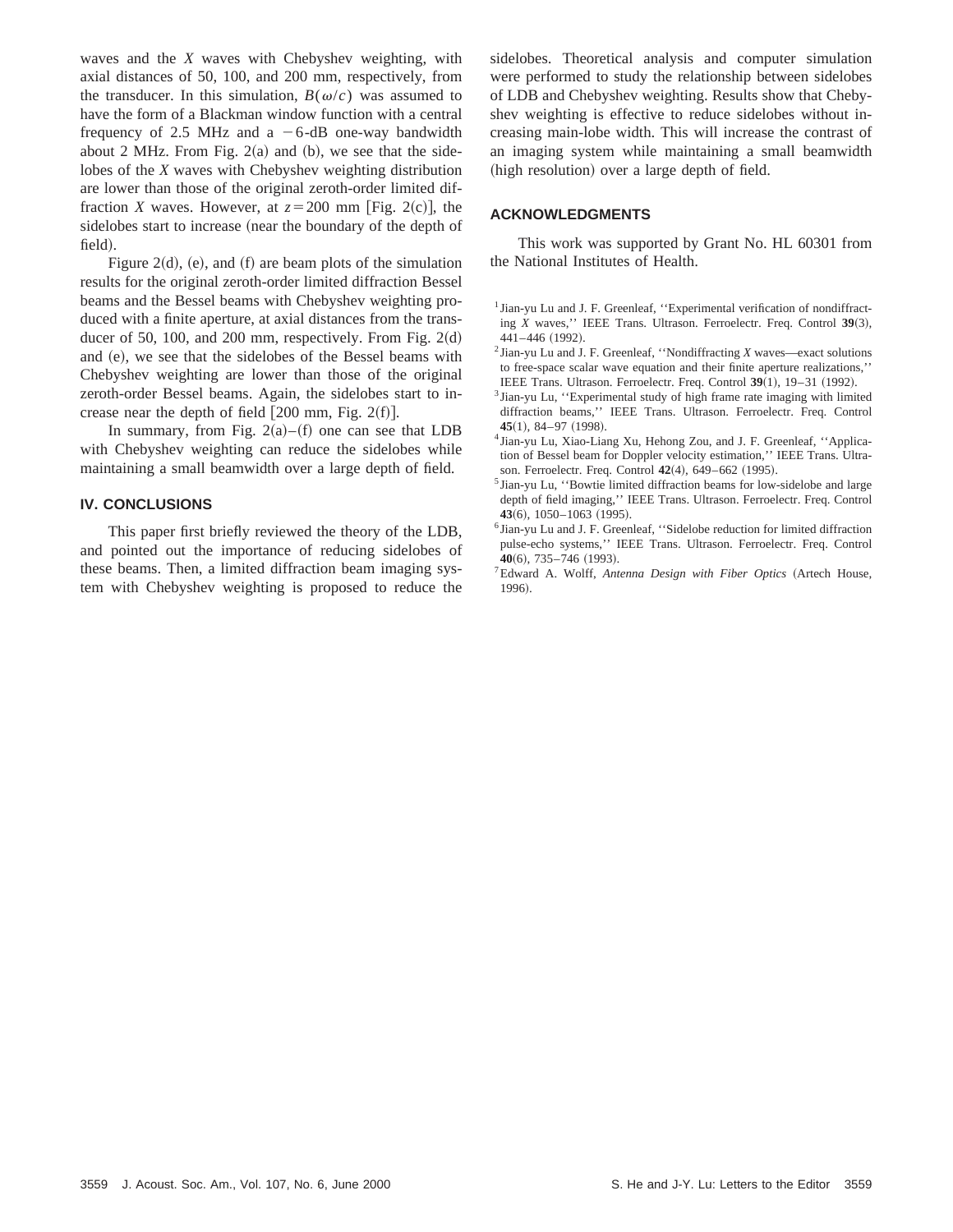waves and the $X$ waves with Chebyshev weighting, with axial distances of 50, 100, and 200 mm, respectively, from the transducer. In this simulation, $B(\omega/c)$ was assumed to have the form of a Blackman window function with a central frequency of 2.5 MHz and a $-6$-dB one-way bandwidth about 2 MHz. From Fig. 2(a) and (b), we see that the sidelobes of the $X$ waves with Chebyshev weighting distribution are lower than those of the original zeroth-order limited diffraction $X$ waves. However, at $z=200$ mm [Fig. 2(c)], the sidelobes start to increase (near the boundary of the depth of field).

Figure 2(d), (e), and (f) are beam plots of the simulation results for the original zeroth-order limited diffraction Bessel beams and the Bessel beams with Chebyshev weighting produced with a finite aperture, at axial distances from the transducer of 50, 100, and 200 mm, respectively. From Fig. 2(d) and (e), we see that the sidelobes of the Bessel beams with Chebyshev weighting are lower than those of the original zeroth-order Bessel beams. Again, the sidelobes start to increase near the depth of field [200 mm, Fig. 2(f)].

In summary, from Fig. 2(a)–(f) one can see that LDB with Chebyshev weighting can reduce the sidelobes while maintaining a small beamwidth over a large depth of field.

## IV. CONCLUSIONS

This paper first briefly reviewed the theory of the LDB, and pointed out the importance of reducing sidelobes of these beams. Then, a limited diffraction beam imaging system with Chebyshev weighting is proposed to reduce the sidelobes. Theoretical analysis and computer simulation were performed to study the relationship between sidelobes of LDB and Chebyshev weighting. Results show that Chebyshev weighting is effective to reduce sidelobes without increasing main-lobe width. This will increase the contrast of an imaging system while maintaining a small beamwidth (high resolution) over a large depth of field.

## ACKNOWLEDGMENTS

This work was supported by Grant No. HL 60301 from the National Institutes of Health.

[1] Jian-yu Lu and J. F. Greenleaf, ''Experimental verification of nondiffracting *X* waves,'' IEEE Trans. Ultrason. Ferroelectr. Freq. Control **39**(3), 441–446 (1992).

[2] Jian-yu Lu and J. F. Greenleaf, ''Nondiffracting *X* waves—exact solutions to free-space scalar wave equation and their finite aperture realizations,'' IEEE Trans. Ultrason. Ferroelectr. Freq. Control **39**(1), 19–31 (1992).

[3] Jian-yu Lu, ''Experimental study of high frame rate imaging with limited diffraction beams,'' IEEE Trans. Ultrason. Ferroelectr. Freq. Control **45**(1), 84–97 (1998).

[4] Jian-yu Lu, Xiao-Liang Xu, Hehong Zou, and J. F. Greenleaf, ''Application of Bessel beam for Doppler velocity estimation,'' IEEE Trans. Ultrason. Ferroelectr. Freq. Control **42**(4), 649–662 (1995).

[5] Jian-yu Lu, ''Bowtie limited diffraction beams for low-sidelobe and large depth of field imaging,'' IEEE Trans. Ultrason. Ferroelectr. Freq. Control **43**(6), 1050–1063 (1995).

[6] Jian-yu Lu and J. F. Greenleaf, ''Sidelobe reduction for limited diffraction pulse-echo systems,'' IEEE Trans. Ultrason. Ferroelectr. Freq. Control **40**(6), 735–746 (1993).

[7] Edward A. Wolff, *Antenna Design with Fiber Optics* (Artech House, 1996).